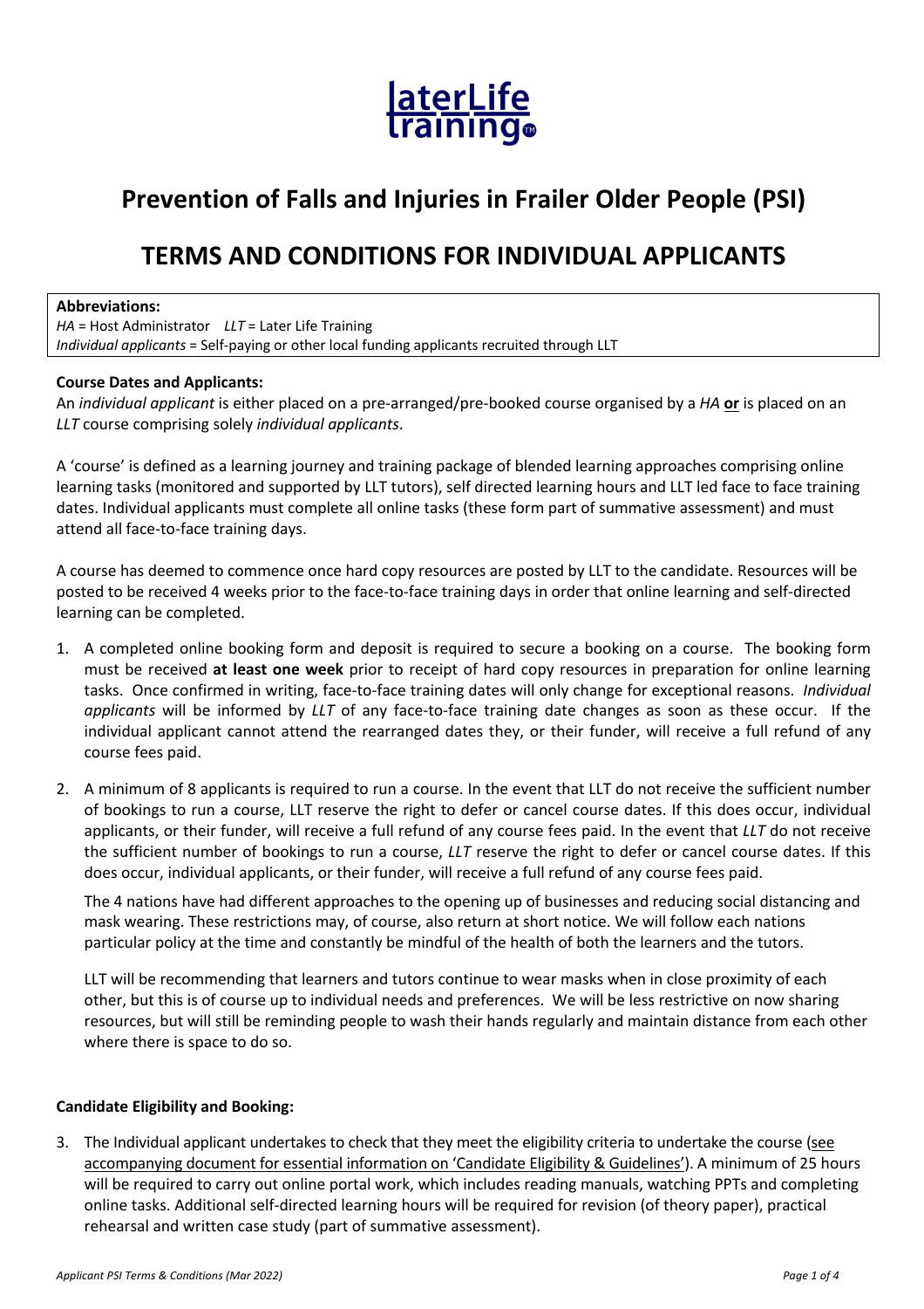laterLife training™

# Prevention of Falls and Injuries in Frailer Older People (PSI)

# TERMS AND CONDITIONS FOR INDIVIDUAL APPLICANTS

**Abbreviations:**
*HA* = Host Administrator *LLT* = Later Life Training
*Individual applicants* = Self-paying or other local funding applicants recruited through LLT

**Course Dates and Applicants:**

An *individual applicant* is either placed on a pre-arranged/pre-booked course organised by a *HA* **or** is placed on an *LLT* course comprising solely *individual applicants*.

A 'course' is defined as a learning journey and training package of blended learning approaches comprising online learning tasks (monitored and supported by LLT tutors), self directed learning hours and LLT led face to face training dates. Individual applicants must complete all online tasks (these form part of summative assessment) and must attend all face-to-face training days.

A course has deemed to commence once hard copy resources are posted by LLT to the candidate. Resources will be posted to be received 4 weeks prior to the face-to-face training days in order that online learning and self-directed learning can be completed.

1. A completed online booking form and deposit is required to secure a booking on a course. The booking form must be received **at least one week** prior to receipt of hard copy resources in preparation for online learning tasks. Once confirmed in writing, face-to-face training dates will only change for exceptional reasons. *Individual applicants* will be informed by *LLT* of any face-to-face training date changes as soon as these occur. If the individual applicant cannot attend the rearranged dates they, or their funder, will receive a full refund of any course fees paid.

2. A minimum of 8 applicants is required to run a course. In the event that LLT do not receive the sufficient number of bookings to run a course, LLT reserve the right to defer or cancel course dates. If this does occur, individual applicants, or their funder, will receive a full refund of any course fees paid. In the event that *LLT* do not receive the sufficient number of bookings to run a course, *LLT* reserve the right to defer or cancel course dates. If this does occur, individual applicants, or their funder, will receive a full refund of any course fees paid.

   The 4 nations have had different approaches to the opening up of businesses and reducing social distancing and mask wearing. These restrictions may, of course, also return at short notice. We will follow each nations particular policy at the time and constantly be mindful of the health of both the learners and the tutors.

   LLT will be recommending that learners and tutors continue to wear masks when in close proximity of each other, but this is of course up to individual needs and preferences. We will be less restrictive on now sharing resources, but will still be reminding people to wash their hands regularly and maintain distance from each other where there is space to do so.

**Candidate Eligibility and Booking:**

3. The Individual applicant undertakes to check that they meet the eligibility criteria to undertake the course (see accompanying document for essential information on 'Candidate Eligibility & Guidelines'). A minimum of 25 hours will be required to carry out online portal work, which includes reading manuals, watching PPTs and completing online tasks. Additional self-directed learning hours will be required for revision (of theory paper), practical rehearsal and written case study (part of summative assessment).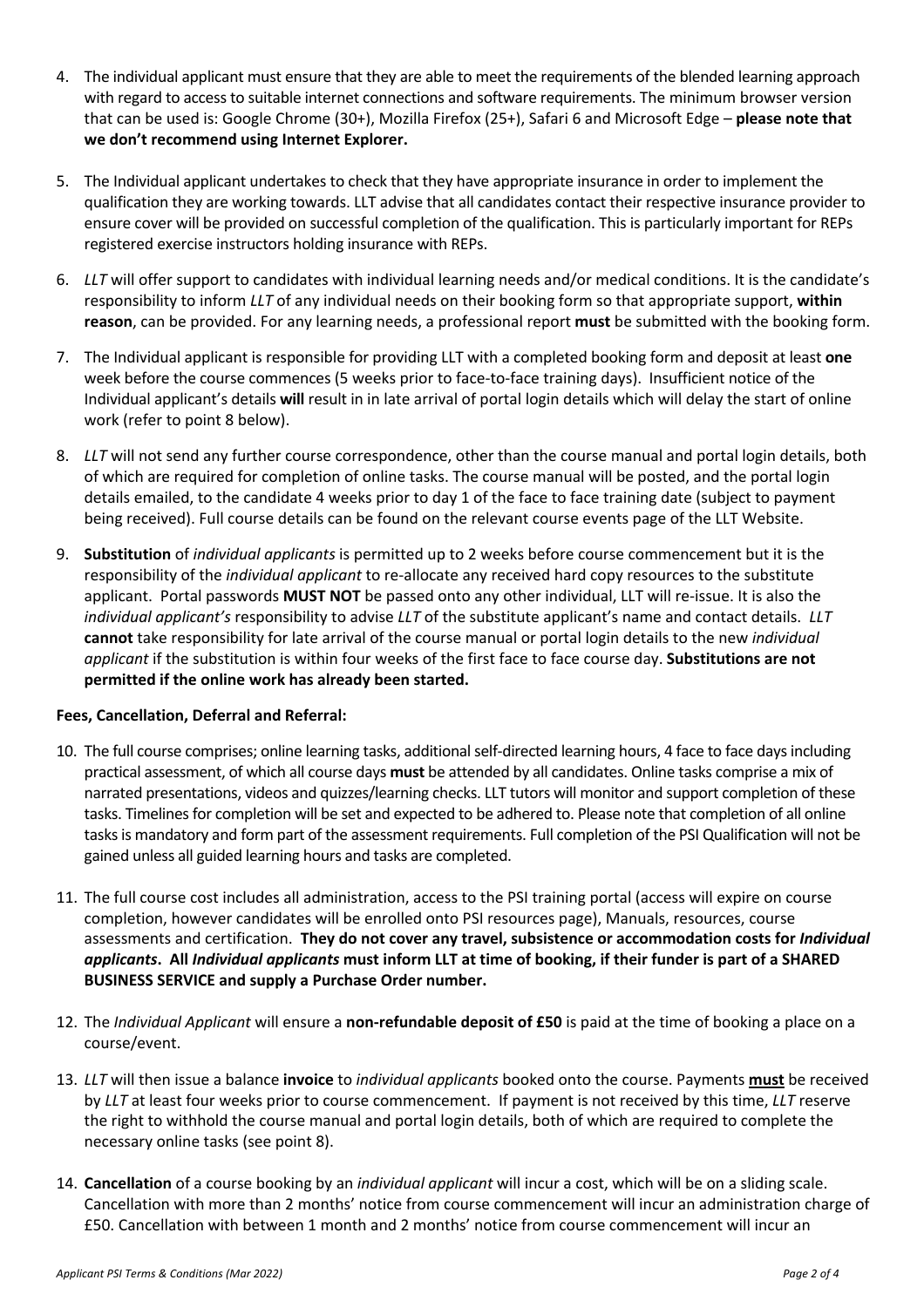4. The individual applicant must ensure that they are able to meet the requirements of the blended learning approach with regard to access to suitable internet connections and software requirements. The minimum browser version that can be used is: Google Chrome (30+), Mozilla Firefox (25+), Safari 6 and Microsoft Edge – **please note that we don't recommend using Internet Explorer.**

5. The Individual applicant undertakes to check that they have appropriate insurance in order to implement the qualification they are working towards. LLT advise that all candidates contact their respective insurance provider to ensure cover will be provided on successful completion of the qualification. This is particularly important for REPs registered exercise instructors holding insurance with REPs.

6. *LLT* will offer support to candidates with individual learning needs and/or medical conditions. It is the candidate's responsibility to inform *LLT* of any individual needs on their booking form so that appropriate support, **within reason**, can be provided. For any learning needs, a professional report **must** be submitted with the booking form.

7. The Individual applicant is responsible for providing LLT with a completed booking form and deposit at least **one** week before the course commences (5 weeks prior to face-to-face training days). Insufficient notice of the Individual applicant's details **will** result in in late arrival of portal login details which will delay the start of online work (refer to point 8 below).

8. *LLT* will not send any further course correspondence, other than the course manual and portal login details, both of which are required for completion of online tasks. The course manual will be posted, and the portal login details emailed, to the candidate 4 weeks prior to day 1 of the face to face training date (subject to payment being received). Full course details can be found on the relevant course events page of the LLT Website.

9. **Substitution** of *individual applicants* is permitted up to 2 weeks before course commencement but it is the responsibility of the *individual applicant* to re-allocate any received hard copy resources to the substitute applicant. Portal passwords **MUST NOT** be passed onto any other individual, LLT will re-issue. It is also the *individual applicant's* responsibility to advise *LLT* of the substitute applicant's name and contact details. *LLT* **cannot** take responsibility for late arrival of the course manual or portal login details to the new *individual applicant* if the substitution is within four weeks of the first face to face course day. **Substitutions are not permitted if the online work has already been started.**

**Fees, Cancellation, Deferral and Referral:**

10. The full course comprises; online learning tasks, additional self-directed learning hours, 4 face to face days including practical assessment, of which all course days **must** be attended by all candidates. Online tasks comprise a mix of narrated presentations, videos and quizzes/learning checks. LLT tutors will monitor and support completion of these tasks. Timelines for completion will be set and expected to be adhered to. Please note that completion of all online tasks is mandatory and form part of the assessment requirements. Full completion of the PSI Qualification will not be gained unless all guided learning hours and tasks are completed.

11. The full course cost includes all administration, access to the PSI training portal (access will expire on course completion, however candidates will be enrolled onto PSI resources page), Manuals, resources, course assessments and certification. **They do not cover any travel, subsistence or accommodation costs for *Individual applicants*. All *Individual applicants* must inform LLT at time of booking, if their funder is part of a SHARED BUSINESS SERVICE and supply a Purchase Order number.**

12. The *Individual Applicant* will ensure a **non-refundable deposit of £50** is paid at the time of booking a place on a course/event.

13. *LLT* will then issue a balance **invoice** to *individual applicants* booked onto the course. Payments **must** be received by *LLT* at least four weeks prior to course commencement. If payment is not received by this time, *LLT* reserve the right to withhold the course manual and portal login details, both of which are required to complete the necessary online tasks (see point 8).

14. **Cancellation** of a course booking by an *individual applicant* will incur a cost, which will be on a sliding scale. Cancellation with more than 2 months' notice from course commencement will incur an administration charge of £50. Cancellation with between 1 month and 2 months' notice from course commencement will incur an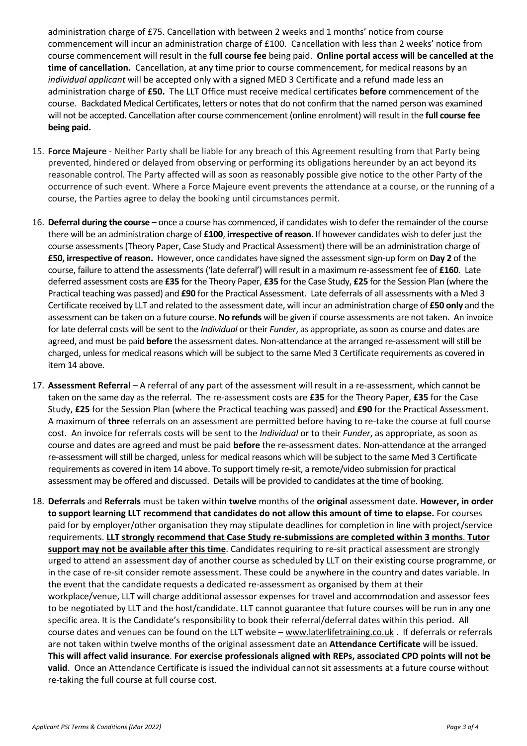administration charge of £75. Cancellation with between 2 weeks and 1 months' notice from course commencement will incur an administration charge of £100. Cancellation with less than 2 weeks' notice from course commencement will result in the **full course fee** being paid. **Online portal access will be cancelled at the time of cancellation.** Cancellation, at any time prior to course commencement, for medical reasons by an *individual applicant* will be accepted only with a signed MED 3 Certificate and a refund made less an administration charge of **£50.** The LLT Office must receive medical certificates **before** commencement of the course. Backdated Medical Certificates, letters or notes that do not confirm that the named person was examined will not be accepted. Cancellation after course commencement (online enrolment) will result in the **full course fee being paid.**

15. **Force Majeure** - Neither Party shall be liable for any breach of this Agreement resulting from that Party being prevented, hindered or delayed from observing or performing its obligations hereunder by an act beyond its reasonable control. The Party affected will as soon as reasonably possible give notice to the other Party of the occurrence of such event. Where a Force Majeure event prevents the attendance at a course, or the running of a course, the Parties agree to delay the booking until circumstances permit.

16. **Deferral during the course** – once a course has commenced, if candidates wish to defer the remainder of the course there will be an administration charge of **£100**, **irrespective of reason**. If however candidates wish to defer just the course assessments (Theory Paper, Case Study and Practical Assessment) there will be an administration charge of **£50, irrespective of reason.** However, once candidates have signed the assessment sign-up form on **Day 2** of the course, failure to attend the assessments ('late deferral') will result in a maximum re-assessment fee of **£160**. Late deferred assessment costs are **£35** for the Theory Paper, **£35** for the Case Study, **£25** for the Session Plan (where the Practical teaching was passed) and **£90** for the Practical Assessment. Late deferrals of all assessments with a Med 3 Certificate received by LLT and related to the assessment date, will incur an administration charge of **£50 only** and the assessment can be taken on a future course. **No refunds** will be given if course assessments are not taken. An invoice for late deferral costs will be sent to the *Individual* or their *Funder*, as appropriate, as soon as course and dates are agreed, and must be paid **before** the assessment dates. Non-attendance at the arranged re-assessment will still be charged, unless for medical reasons which will be subject to the same Med 3 Certificate requirements as covered in item 14 above.

17. **Assessment Referral** – A referral of any part of the assessment will result in a re-assessment, which cannot be taken on the same day as the referral. The re-assessment costs are **£35** for the Theory Paper, **£35** for the Case Study, **£25** for the Session Plan (where the Practical teaching was passed) and **£90** for the Practical Assessment. A maximum of **three** referrals on an assessment are permitted before having to re-take the course at full course cost. An invoice for referrals costs will be sent to the *Individual* or to their *Funder*, as appropriate, as soon as course and dates are agreed and must be paid **before** the re-assessment dates. Non-attendance at the arranged re-assessment will still be charged, unless for medical reasons which will be subject to the same Med 3 Certificate requirements as covered in item 14 above. To support timely re-sit, a remote/video submission for practical assessment may be offered and discussed. Details will be provided to candidates at the time of booking.

18. **Deferrals** and **Referrals** must be taken within **twelve** months of the **original** assessment date. **However, in order to support learning LLT recommend that candidates do not allow this amount of time to elapse.** For courses paid for by employer/other organisation they may stipulate deadlines for completion in line with project/service requirements. **LLT strongly recommend that Case Study re-submissions are completed within 3 months**. **Tutor support may not be available after this time**. Candidates requiring to re-sit practical assessment are strongly urged to attend an assessment day of another course as scheduled by LLT on their existing course programme, or in the case of re-sit consider remote assessment. These could be anywhere in the country and dates variable. In the event that the candidate requests a dedicated re-assessment as organised by them at their workplace/venue, LLT will charge additional assessor expenses for travel and accommodation and assessor fees to be negotiated by LLT and the host/candidate. LLT cannot guarantee that future courses will be run in any one specific area. It is the Candidate's responsibility to book their referral/deferral dates within this period. All course dates and venues can be found on the LLT website – www.laterlifetraining.co.uk . If deferrals or referrals are not taken within twelve months of the original assessment date an **Attendance Certificate** will be issued. **This will affect valid insurance**. **For exercise professionals aligned with REPs, associated CPD points will not be valid**. Once an Attendance Certificate is issued the individual cannot sit assessments at a future course without re-taking the full course at full course cost.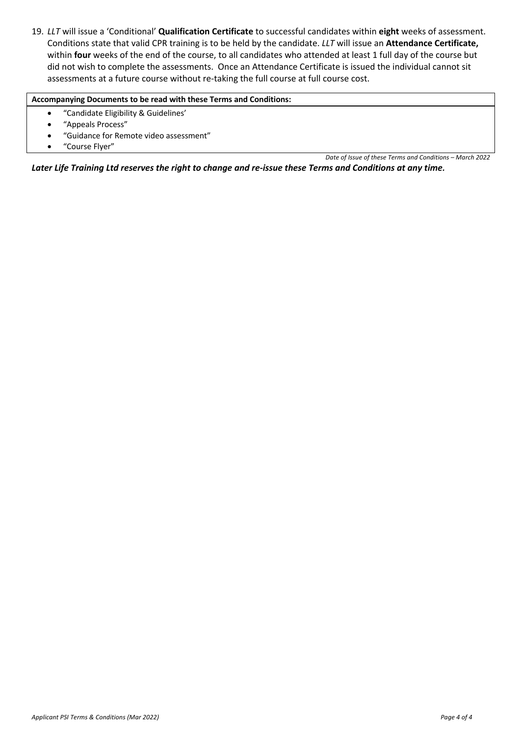19. *LLT* will issue a 'Conditional' **Qualification Certificate** to successful candidates within **eight** weeks of assessment. Conditions state that valid CPR training is to be held by the candidate. *LLT* will issue an **Attendance Certificate,** within **four** weeks of the end of the course, to all candidates who attended at least 1 full day of the course but did not wish to complete the assessments. Once an Attendance Certificate is issued the individual cannot sit assessments at a future course without re-taking the full course at full course cost.

**Accompanying Documents to be read with these Terms and Conditions:**

- "Candidate Eligibility & Guidelines'
- "Appeals Process"
- "Guidance for Remote video assessment"
- "Course Flyer"

*Date of Issue of these Terms and Conditions – March 2022*

***Later Life Training Ltd reserves the right to change and re-issue these Terms and Conditions at any time.***